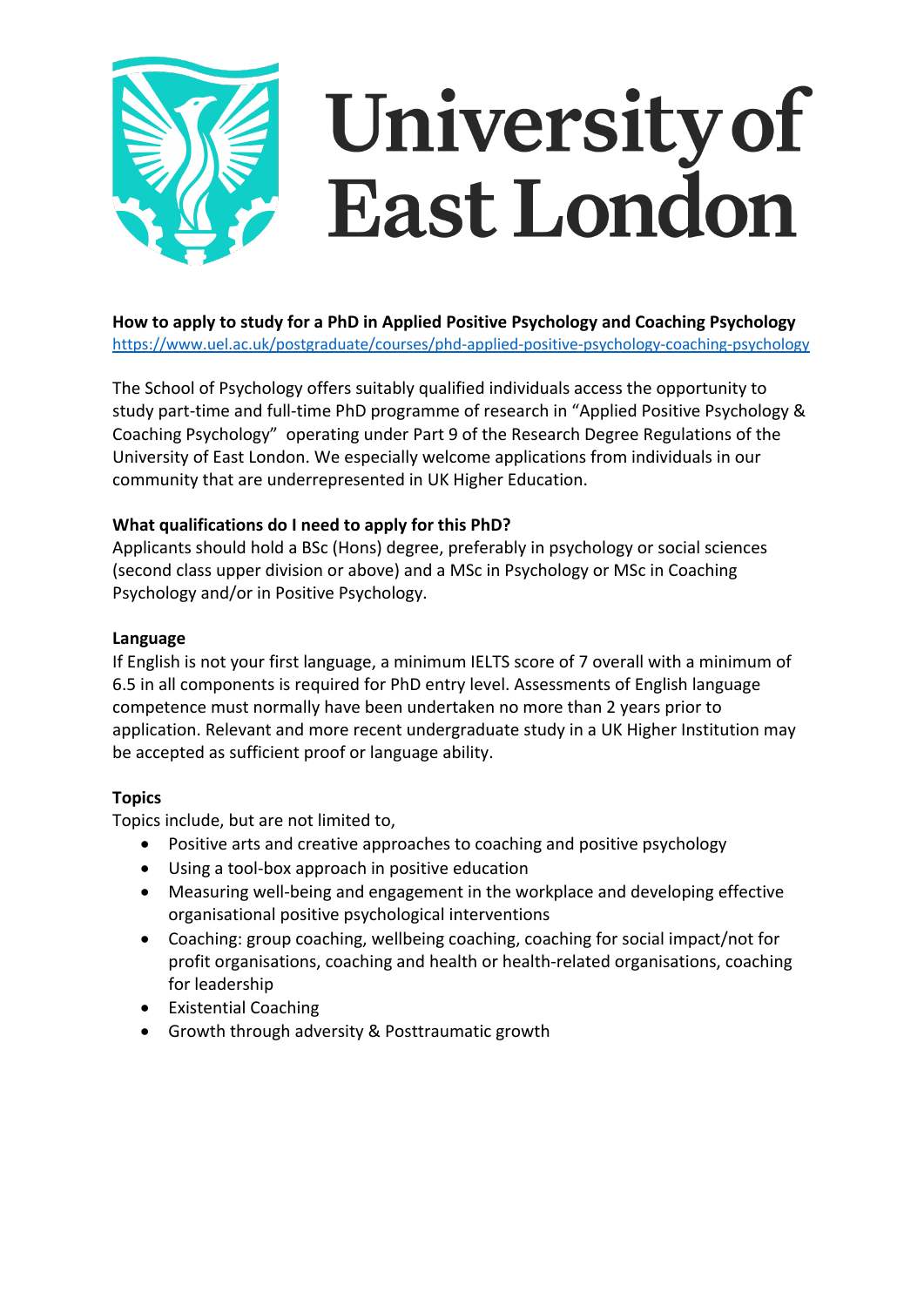University of East London

**How to apply to study for a PhD in Applied Positive Psychology and Coaching Psychology**
https://www.uel.ac.uk/postgraduate/courses/phd-applied-positive-psychology-coaching-psychology

The School of Psychology offers suitably qualified individuals access the opportunity to study part-time and full-time PhD programme of research in "Applied Positive Psychology & Coaching Psychology" operating under Part 9 of the Research Degree Regulations of the University of East London. We especially welcome applications from individuals in our community that are underrepresented in UK Higher Education.

**What qualifications do I need to apply for this PhD?**
Applicants should hold a BSc (Hons) degree, preferably in psychology or social sciences (second class upper division or above) and a MSc in Psychology or MSc in Coaching Psychology and/or in Positive Psychology.

**Language**
If English is not your first language, a minimum IELTS score of 7 overall with a minimum of 6.5 in all components is required for PhD entry level. Assessments of English language competence must normally have been undertaken no more than 2 years prior to application. Relevant and more recent undergraduate study in a UK Higher Institution may be accepted as sufficient proof or language ability.

**Topics**
Topics include, but are not limited to,

- Positive arts and creative approaches to coaching and positive psychology
- Using a tool-box approach in positive education
- Measuring well-being and engagement in the workplace and developing effective organisational positive psychological interventions
- Coaching: group coaching, wellbeing coaching, coaching for social impact/not for profit organisations, coaching and health or health-related organisations, coaching for leadership
- Existential Coaching
- Growth through adversity & Posttraumatic growth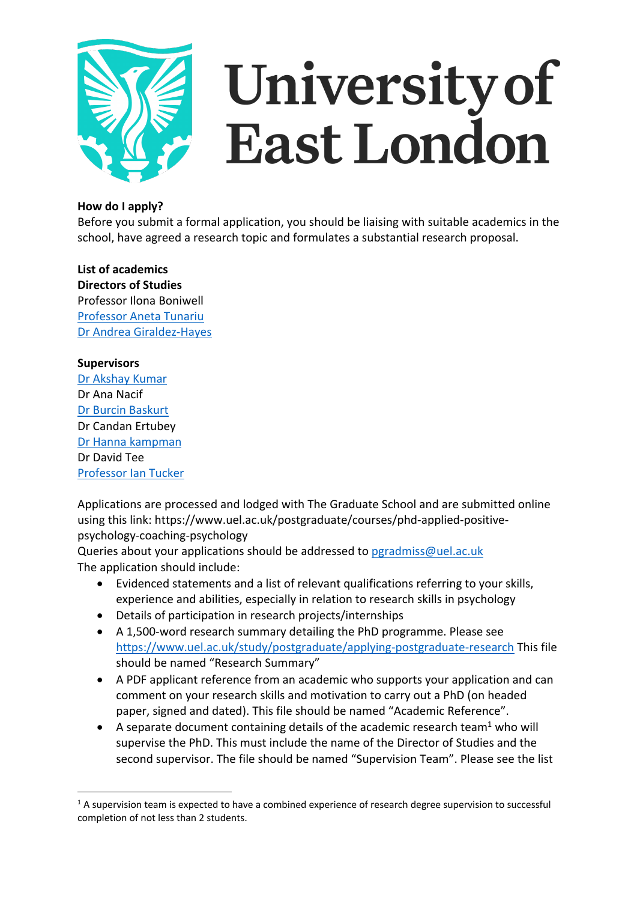**How do I apply?**

Before you submit a formal application, you should be liaising with suitable academics in the school, have agreed a research topic and formulates a substantial research proposal.

**List of academics**

**Directors of Studies**

Professor Ilona Boniwell
Professor Aneta Tunariu
Dr Andrea Giraldez-Hayes

**Supervisors**

Dr Akshay Kumar
Dr Ana Nacif
Dr Burcin Baskurt
Dr Candan Ertubey
Dr Hanna kampman
Dr David Tee
Professor Ian Tucker

Applications are processed and lodged with The Graduate School and are submitted online using this link: https://www.uel.ac.uk/postgraduate/courses/phd-applied-positive-psychology-coaching-psychology

Queries about your applications should be addressed to pgradmiss@uel.ac.uk

The application should include:

- Evidenced statements and a list of relevant qualifications referring to your skills, experience and abilities, especially in relation to research skills in psychology
- Details of participation in research projects/internships
- A 1,500-word research summary detailing the PhD programme. Please see https://www.uel.ac.uk/study/postgraduate/applying-postgraduate-research This file should be named "Research Summary"
- A PDF applicant reference from an academic who supports your application and can comment on your research skills and motivation to carry out a PhD (on headed paper, signed and dated). This file should be named "Academic Reference".
- A separate document containing details of the academic research team[1] who will supervise the PhD. This must include the name of the Director of Studies and the second supervisor. The file should be named "Supervision Team". Please see the list

[1] A supervision team is expected to have a combined experience of research degree supervision to successful completion of not less than 2 students.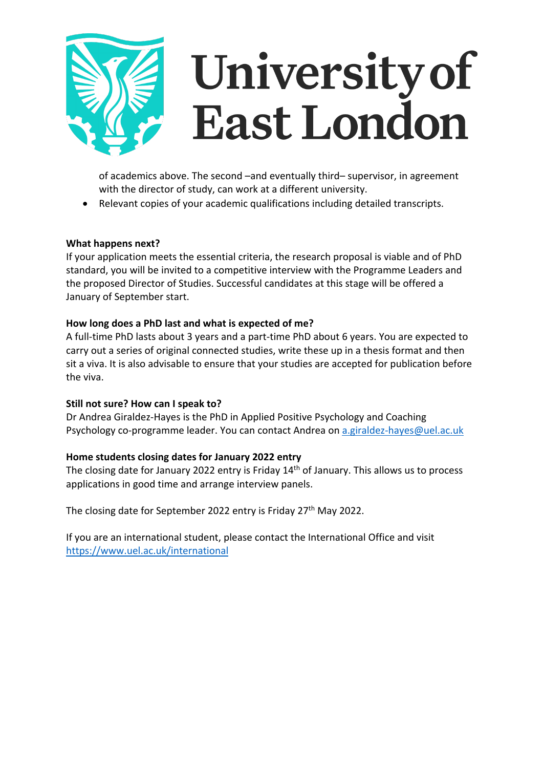of academics above. The second –and eventually third– supervisor, in agreement with the director of study, can work at a different university.

- Relevant copies of your academic qualifications including detailed transcripts.

**What happens next?**

If your application meets the essential criteria, the research proposal is viable and of PhD standard, you will be invited to a competitive interview with the Programme Leaders and the proposed Director of Studies. Successful candidates at this stage will be offered a January of September start.

**How long does a PhD last and what is expected of me?**

A full-time PhD lasts about 3 years and a part-time PhD about 6 years. You are expected to carry out a series of original connected studies, write these up in a thesis format and then sit a viva. It is also advisable to ensure that your studies are accepted for publication before the viva.

**Still not sure? How can I speak to?**

Dr Andrea Giraldez-Hayes is the PhD in Applied Positive Psychology and Coaching Psychology co-programme leader. You can contact Andrea on a.giraldez-hayes@uel.ac.uk

**Home students closing dates for January 2022 entry**

The closing date for January 2022 entry is Friday 14th of January. This allows us to process applications in good time and arrange interview panels.

The closing date for September 2022 entry is Friday 27th May 2022.

If you are an international student, please contact the International Office and visit https://www.uel.ac.uk/international